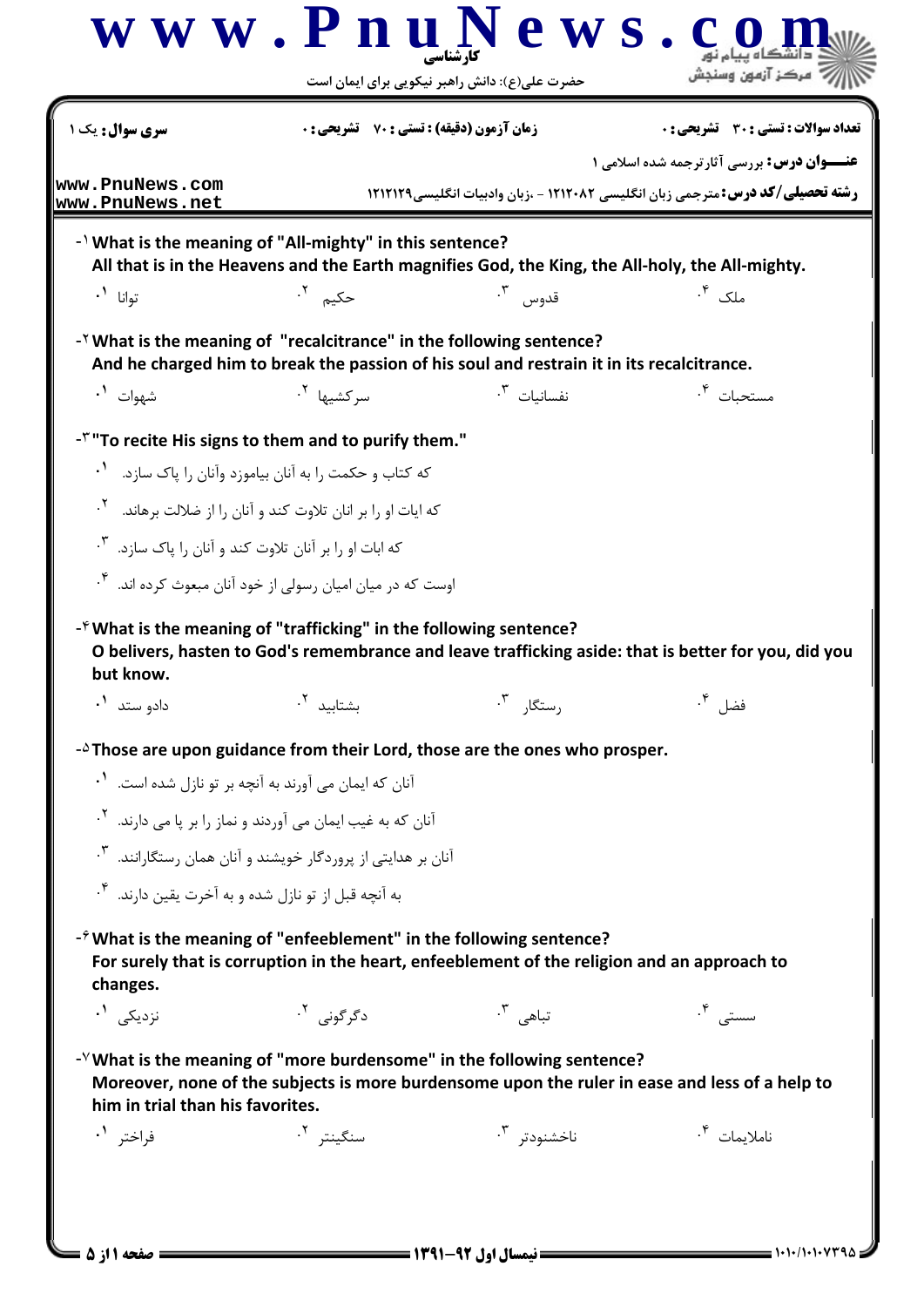www.PnuNews.com

کارشناسی

حضرت علی(ع): دانش راهبر نیکویی برای ایمان است

دانشگاه پیام نور
مرکز آزمون وسنجش

**سری سوال:** یک ۱ | **زمان آزمون (دقیقه) : تستی : ۷۰ تشریحی : ۰** | **تعداد سوالات : تستی : ۳۰ تشریحی : ۰**

**عنـــوان درس:** بررسی آثارترجمه شده اسلامی ۱

**رشته تحصیلی/کد درس:** مترجمی زبان انگلیسی ۱۲۱۲۰۸۲ - ،زبان وادبیات انگلیسی۱۲۱۲۱۲۹

www.PnuNews.com
www.PnuNews.net

1- What is the meaning of "All-mighty" in this sentence?
All that is in the Heavens and the Earth magnifies God, the King, the All-holy, the All-mighty.

۱. توانا
۲. حکیم
۳. قدوس
۴. ملک

2- What is the meaning of "recalcitrance" in the following sentence?
And he charged him to break the passion of his soul and restrain it in its recalcitrance.

۱. شهوات
۲. سرکشیها
۳. نفسانیات
۴. مستحبات

3- "To recite His signs to them and to purify them."

۱. که کتاب و حکمت را به آنان بیاموزد وآنان را پاک سازد.
۲. که ایات او را بر انان تلاوت کند و آنان را از ضلالت برهاند.
۳. که ابات او را بر آنان تلاوت کند و آنان را پاک سازد.
۴. اوست که در میان امیان رسولی از خود آنان مبعوث کرده اند.

4- What is the meaning of "trafficking" in the following sentence?
O belivers, hasten to God's remembrance and leave trafficking aside: that is better for you, did you but know.

۱. دادو ستد
۲. بشتابید
۳. رستگار
۴. فضل

5- Those are upon guidance from their Lord, those are the ones who prosper.

۱. آنان که ایمان می آورند به آنچه بر تو نازل شده است.
۲. آنان که به غیب ایمان می آوردند و نماز را بر پا می دارند.
۳. آنان بر هدایتی از پروردگار خویشند و آنان همان رستگارانند.
۴. به آنچه قبل از تو نازل شده و به آخرت یقین دارند.

6- What is the meaning of "enfeeblement" in the following sentence?
For surely that is corruption in the heart, enfeeblement of the religion and an approach to changes.

۱. نزدیکی
۲. دگرگونی
۳. تباهی
۴. سستی

7- What is the meaning of "more burdensome" in the following sentence?
Moreover, none of the subjects is more burdensome upon the ruler in ease and less of a help to him in trial than his favorites.

۱. فراختر
۲. سنگینتر
۳. ناخشنودتر
۴. ناملایمات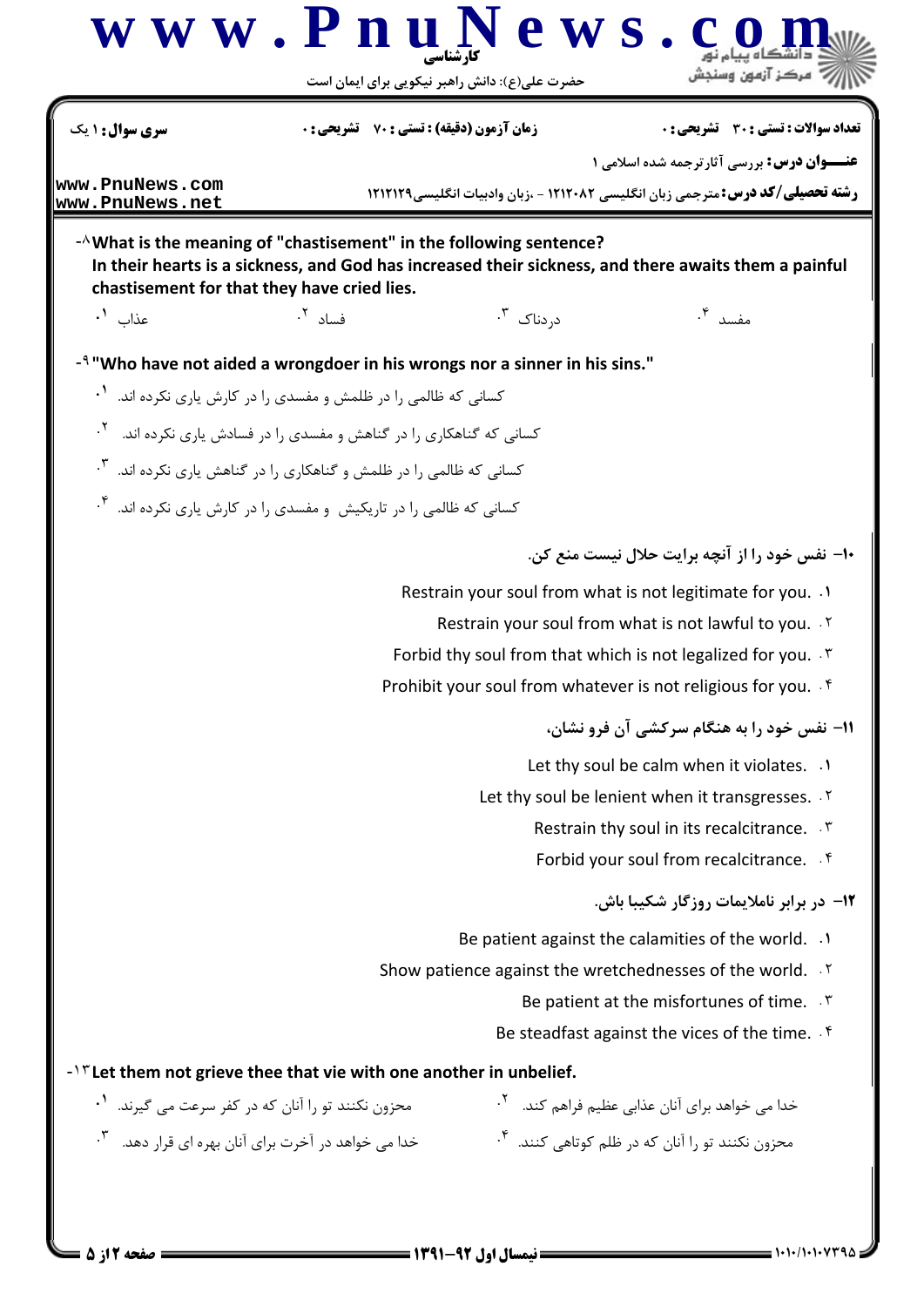8- What is the meaning of "chastisement" in the following sentence?
In their hearts is a sickness, and God has increased their sickness, and there awaits them a painful chastisement for that they have cried lies.

1. عذاب
2. فساد
3. دردناک
4. مفسد

9- "Who have not aided a wrongdoer in his wrongs nor a sinner in his sins."

1. کسانی که ظالمی را در ظلمش و مفسدی را در کارش یاری نکرده اند.
2. کسانی که گناهکاری را در گناهش و مفسدی را در فسادش یاری نکرده اند.
3. کسانی که ظالمی را در ظلمش و گناهکاری را در گناهش یاری نکرده اند.
4. کسانی که ظالمی را در تاریکیش و مفسدی را در کارش یاری نکرده اند.

**10- نفس خود را از آنچه برایت حلال نیست منع کن.**

1. Restrain your soul from what is not legitimate for you.
2. Restrain your soul from what is not lawful to you.
3. Forbid thy soul from that which is not legalized for you.
4. Prohibit your soul from whatever is not religious for you.

**11- نفس خود را به هنگام سرکشی آن فرو نشان،**

1. Let thy soul be calm when it violates.
2. Let thy soul be lenient when it transgresses.
3. Restrain thy soul in its recalcitrance.
4. Forbid your soul from recalcitrance.

**12- در برابر ناملایمات روزگار شکیبا باش.**

1. Be patient against the calamities of the world.
2. Show patience against the wretchednesses of the world.
3. Be patient at the misfortunes of time.
4. Be steadfast against the vices of the time.

13- Let them not grieve thee that vie with one another in unbelief.

1. محزون نکنند تو را آنان که در کفر سرعت می گیرند.
2. خدا می خواهد برای آنان عذابی عظیم فراهم کند.
3. خدا می خواهد در آخرت برای آنان بهره ای قرار دهد.
4. محزون نکنند تو را آنان که در ظلم کوتاهی کنند.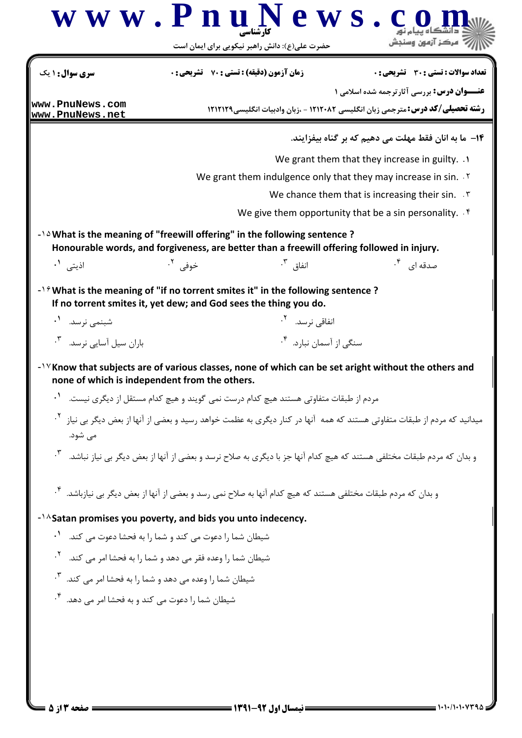**سری سوال:** ۱ یک | **زمان آزمون (دقیقه) : تستی :** ۷۰ **تشریحی :** ۰ | **تعداد سوالات : تستی :** ۳۰ **تشریحی :** ۰

**عنـــوان درس:** بررسی آثارترجمه شده اسلامی ۱

**رشته تحصیلی/کد درس:** مترجمی زبان انگلیسی ۱۲۱۲۰۸۲ - ،زبان وادبیات انگلیسی۱۲۱۲۱۲۹

**۱۴- ما به انان فقط مهلت می دهیم که بر گناه بیفزایند.**

۱. We grant them that they increase in guilty.

۲. We grant them indulgence only that they may increase in sin.

۳. We chance them that is increasing their sin.

۴. We give them opportunity that be a sin personality.

**۱۵- What is the meaning of "freewill offering" in the following sentence ?**
**Honourable words, and forgiveness, are better than a freewill offering followed in injury.**

۱. اذیتی

۲. خوفی

۳. انفاق

۴. صدقه ای

**۱۶- What is the meaning of "if no torrent smites it" in the following sentence ?**
**If no torrent smites it, yet dew; and God sees the thing you do.**

۱. شبنمی نرسد.

۲. انفاقی نرسد.

۳. باران سیل آسایی نرسد.

۴. سنگی از آسمان نبارد.

**۱۷- Know that subjects are of various classes, none of which can be set aright without the others and none of which is independent from the others.**

۱. مردم از طبقات متفاوتی هستند هیچ کدام درست نمی گویند و هیچ کدام مستقل از دیگری نیست.

۲. میدانید که مردم از طبقات متفاوتی هستند که همه آنها در کنار دیگری به عظمت خواهد رسید و بعضی از آنها از بعض دیگر بی نیاز می شود.

۳. و بدان که مردم طبقات مختلفی هستند که هیچ کدام آنها جز با دیگری به صلاح نرسد و بعضی از آنها از بعض دیگر بی نیاز نباشد.

۴. و بدان که مردم طبقات مختلفی هستند که هیچ کدام آنها به صلاح نمی رسد و بعضی از آنها از بعض دیگر بی نیازباشد.

**۱۸- Satan promises you poverty, and bids you unto indecency.**

۱. شیطان شما را دعوت می کند و شما را به فحشا دعوت می کند.

۲. شیطان شما را وعده فقر می دهد و شما را به فحشا امر می کند.

۳. شیطان شما را وعده می دهد و شما را به فحشا امر می کند.

۴. شیطان شما را دعوت می کند و به فحشا امر می دهد.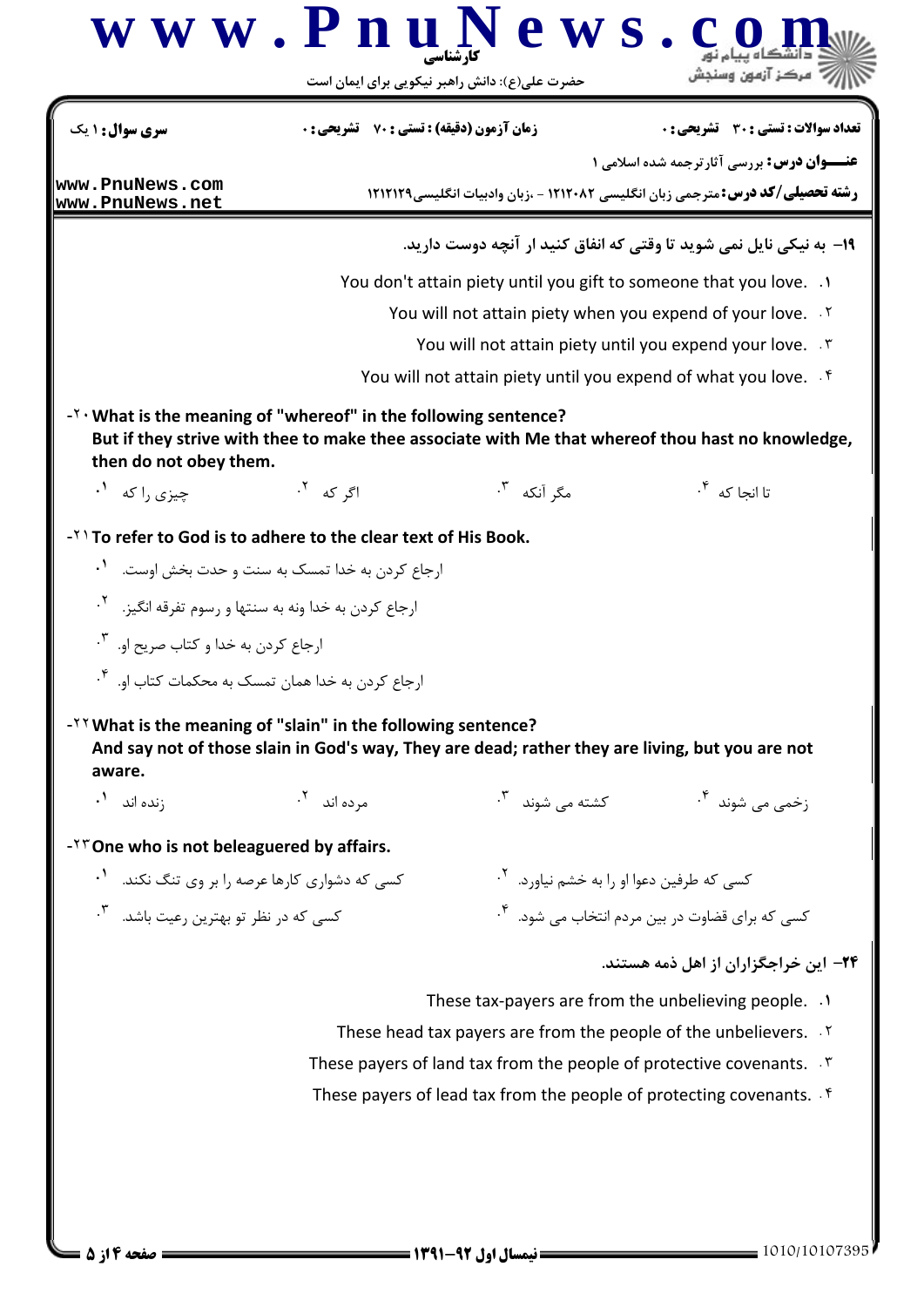۱۹- به نیکی نایل نمی شوید تا وقتی که انفاق کنید از آنچه دوست دارید.

1. You don't attain piety until you gift to someone that you love.
2. You will not attain piety when you expend of your love.
3. You will not attain piety until you expend your love.
4. You will not attain piety until you expend of what you love.

۲۰- What is the meaning of "whereof" in the following sentence?
But if they strive with thee to make thee associate with Me that whereof thou hast no knowledge, then do not obey them.

1. چیزی را که
2. اگر که
3. مگر آنکه
4. تا انجا که

۲۱- To refer to God is to adhere to the clear text of His Book.

1. ارجاع کردن به خدا تمسک به سنت و حدت بخش اوست.
2. ارجاع کردن به خدا ونه به سنتها و رسوم تفرقه انگیز.
3. ارجاع کردن به خدا و کتاب صریح او.
4. ارجاع کردن به خدا همان تمسک به محکمات کتاب او.

۲۲- What is the meaning of "slain" in the following sentence?
And say not of those slain in God's way, They are dead; rather they are living, but you are not aware.

1. زنده اند
2. مرده اند
3. کشته می شوند
4. زخمی می شوند

۲۳- One who is not beleaguered by affairs.

1. کسی که دشواری کارها عرصه را بر وی تنگ نکند.
2. کسی که طرفین دعوا او را به خشم نیاورد.
3. کسی که در نظر تو بهترین رعیت باشد.
4. کسی که برای قضاوت در بین مردم انتخاب می شود.

۲۴- این خراجگزاران از اهل ذمه هستند.

1. These tax-payers are from the unbelieving people.
2. These head tax payers are from the people of the unbelievers.
3. These payers of land tax from the people of protective covenants.
4. These payers of lead tax from the people of protecting covenants.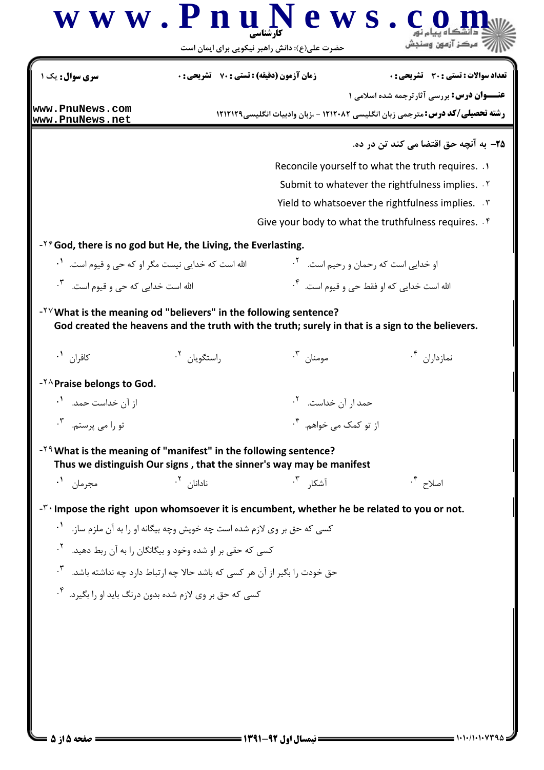**۲۵- به آنچه حق اقتضا می کند تن در ده.**

۱. Reconcile yourself to what the truth requires.

۲. Submit to whatever the rightfulness implies.

۳. Yield to whatsoever the rightfulness implies.

۴. Give your body to what the truthfulness requires.

**۲۶- God, there is no god but He, the Living, the Everlasting.**

۱. الله است که خدایی نیست مگر او که حی و قیوم است.

۲. او خدایی است که رحمان و رحیم است.

۳. الله است خدایی که حی و قیوم است.

۴. الله است خدایی که او فقط حی و قیوم است.

**۲۷- What is the meaning od "believers" in the following sentence?**
**God created the heavens and the truth with the truth; surely in that is a sign to the believers.**

۱. کافران

۲. راستگویان

۳. مومنان

۴. نمازداران

**۲۸- Praise belongs to God.**

۱. از آن خداست حمد.

۲. حمد از آن خداست.

۳. تو را می پرستم.

۴. از تو کمک می خواهم.

**۲۹- What is the meaning of "manifest" in the following sentence?**
**Thus we distinguish Our signs , that the sinner's way may be manifest**

۱. مجرمان

۲. نادانان

۳. آشکار

۴. اصلاح

**۳۰- Impose the right upon whomsoever it is encumbent, whether he be related to you or not.**

۱. کسی که حق بر وی لازم شده است چه خویش وچه بیگانه او را به آن ملزم ساز.

۲. کسی که حقی بر او شده وخود و بیگانگان را به آن ربط دهید.

۳. حق خودت را بگیر از آن هر کسی که باشد حالا چه ارتباط دارد چه نداشته باشد.

۴. کسی که حق بر وی لازم شده بدون درنگ باید او را بگیرد.